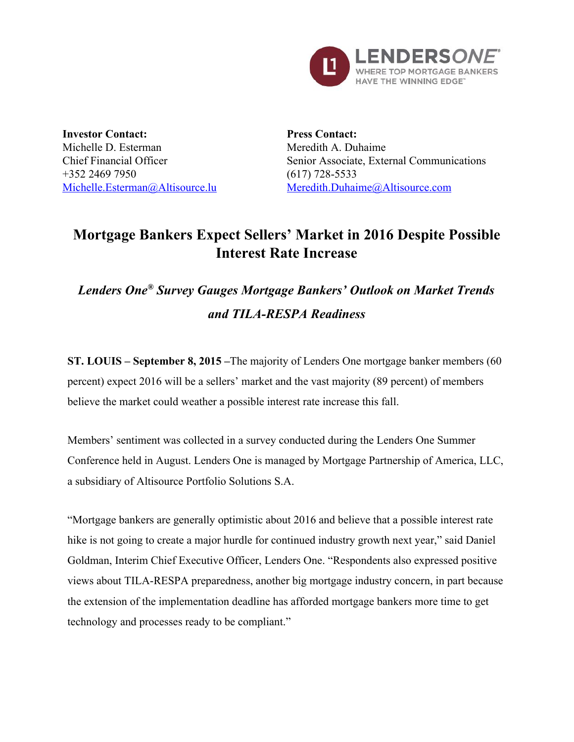LENDERSONE®
WHERE TOP MORTGAGE BANKERS HAVE THE WINNING EDGE™

**Investor Contact:**
Michelle D. Esterman
Chief Financial Officer
+352 2469 7950
Michelle.Esterman@Altisource.lu

**Press Contact:**
Meredith A. Duhaime
Senior Associate, External Communications
(617) 728-5533
Meredith.Duhaime@Altisource.com

# Mortgage Bankers Expect Sellers' Market in 2016 Despite Possible Interest Rate Increase

## *Lenders One® Survey Gauges Mortgage Bankers' Outlook on Market Trends and TILA-RESPA Readiness*

**ST. LOUIS – September 8, 2015 –**The majority of Lenders One mortgage banker members (60 percent) expect 2016 will be a sellers' market and the vast majority (89 percent) of members believe the market could weather a possible interest rate increase this fall.

Members' sentiment was collected in a survey conducted during the Lenders One Summer Conference held in August. Lenders One is managed by Mortgage Partnership of America, LLC, a subsidiary of Altisource Portfolio Solutions S.A.

"Mortgage bankers are generally optimistic about 2016 and believe that a possible interest rate hike is not going to create a major hurdle for continued industry growth next year," said Daniel Goldman, Interim Chief Executive Officer, Lenders One. "Respondents also expressed positive views about TILA-RESPA preparedness, another big mortgage industry concern, in part because the extension of the implementation deadline has afforded mortgage bankers more time to get technology and processes ready to be compliant."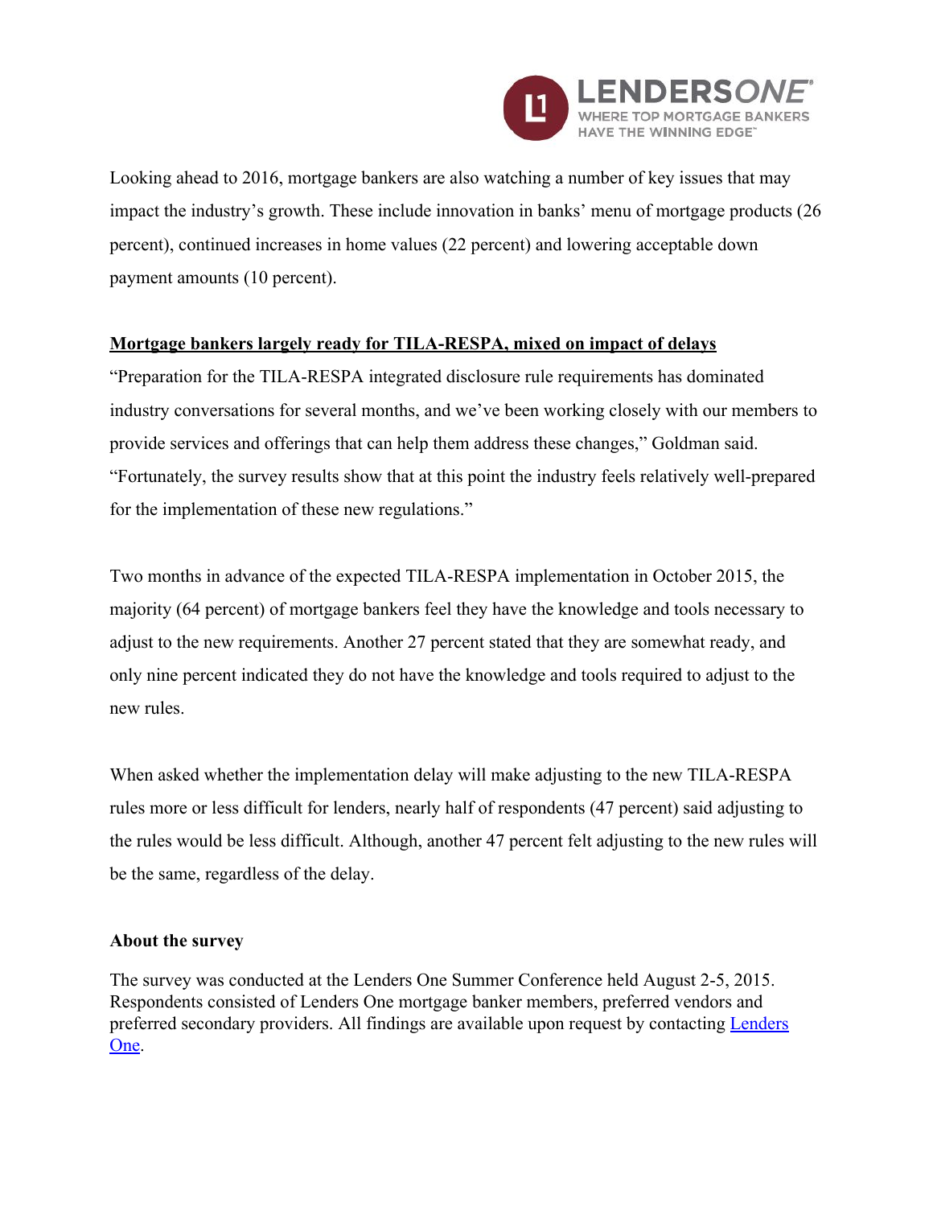Looking ahead to 2016, mortgage bankers are also watching a number of key issues that may impact the industry's growth. These include innovation in banks' menu of mortgage products (26 percent), continued increases in home values (22 percent) and lowering acceptable down payment amounts (10 percent).

**Mortgage bankers largely ready for TILA-RESPA, mixed on impact of delays**

"Preparation for the TILA-RESPA integrated disclosure rule requirements has dominated industry conversations for several months, and we've been working closely with our members to provide services and offerings that can help them address these changes," Goldman said. "Fortunately, the survey results show that at this point the industry feels relatively well-prepared for the implementation of these new regulations."

Two months in advance of the expected TILA-RESPA implementation in October 2015, the majority (64 percent) of mortgage bankers feel they have the knowledge and tools necessary to adjust to the new requirements. Another 27 percent stated that they are somewhat ready, and only nine percent indicated they do not have the knowledge and tools required to adjust to the new rules.

When asked whether the implementation delay will make adjusting to the new TILA-RESPA rules more or less difficult for lenders, nearly half of respondents (47 percent) said adjusting to the rules would be less difficult. Although, another 47 percent felt adjusting to the new rules will be the same, regardless of the delay.

**About the survey**

The survey was conducted at the Lenders One Summer Conference held August 2-5, 2015. Respondents consisted of Lenders One mortgage banker members, preferred vendors and preferred secondary providers. All findings are available upon request by contacting Lenders One.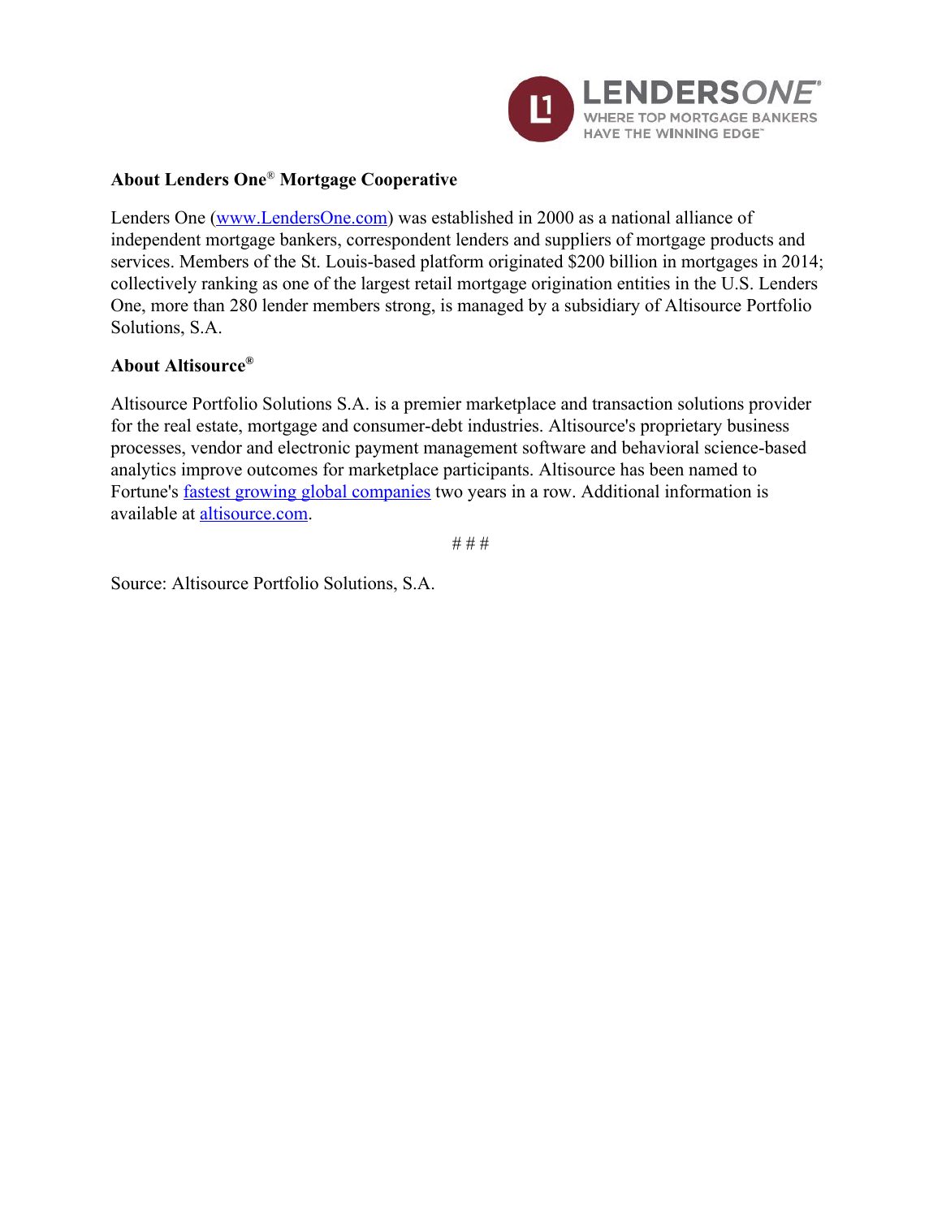### About Lenders One® Mortgage Cooperative

Lenders One (www.LendersOne.com) was established in 2000 as a national alliance of independent mortgage bankers, correspondent lenders and suppliers of mortgage products and services. Members of the St. Louis-based platform originated $200 billion in mortgages in 2014; collectively ranking as one of the largest retail mortgage origination entities in the U.S. Lenders One, more than 280 lender members strong, is managed by a subsidiary of Altisource Portfolio Solutions, S.A.

### About Altisource®

Altisource Portfolio Solutions S.A. is a premier marketplace and transaction solutions provider for the real estate, mortgage and consumer-debt industries. Altisource's proprietary business processes, vendor and electronic payment management software and behavioral science-based analytics improve outcomes for marketplace participants. Altisource has been named to Fortune's fastest growing global companies two years in a row. Additional information is available at altisource.com.

# # #

Source: Altisource Portfolio Solutions, S.A.